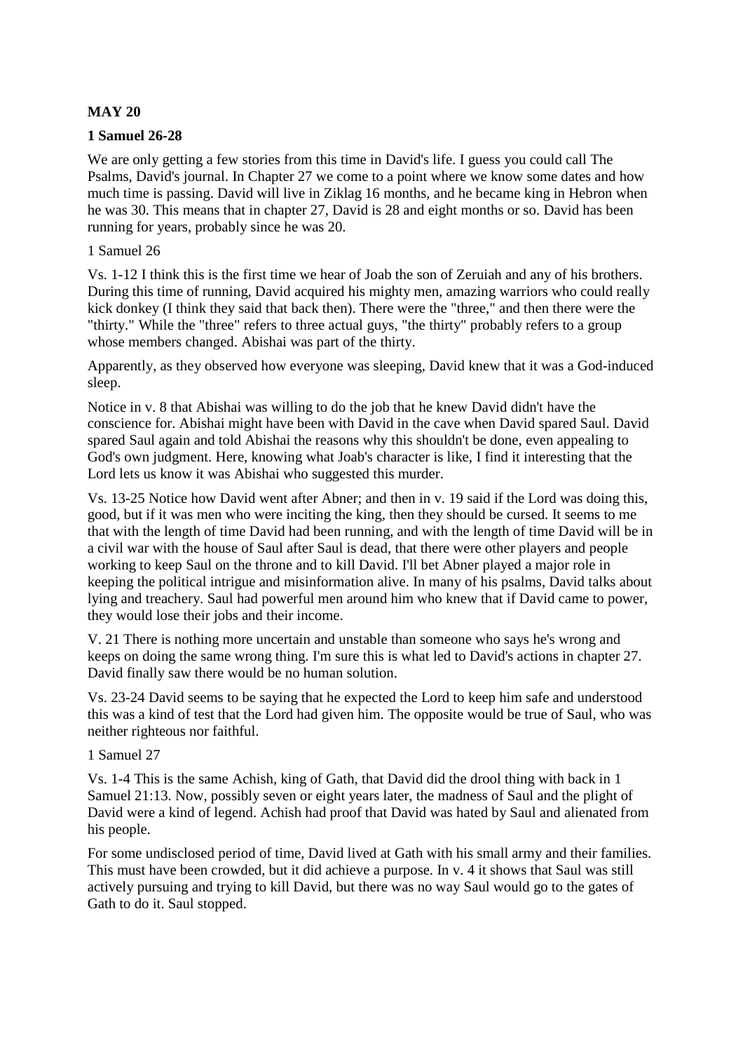**MAY 20**

**1 Samuel 26-28**

We are only getting a few stories from this time in David's life. I guess you could call The Psalms, David's journal. In Chapter 27 we come to a point where we know some dates and how much time is passing. David will live in Ziklag 16 months, and he became king in Hebron when he was 30. This means that in chapter 27, David is 28 and eight months or so. David has been running for years, probably since he was 20.

1 Samuel 26

Vs. 1-12 I think this is the first time we hear of Joab the son of Zeruiah and any of his brothers. During this time of running, David acquired his mighty men, amazing warriors who could really kick donkey (I think they said that back then). There were the "three," and then there were the "thirty." While the "three" refers to three actual guys, "the thirty" probably refers to a group whose members changed. Abishai was part of the thirty.

Apparently, as they observed how everyone was sleeping, David knew that it was a God-induced sleep.

Notice in v. 8 that Abishai was willing to do the job that he knew David didn't have the conscience for. Abishai might have been with David in the cave when David spared Saul. David spared Saul again and told Abishai the reasons why this shouldn't be done, even appealing to God's own judgment. Here, knowing what Joab's character is like, I find it interesting that the Lord lets us know it was Abishai who suggested this murder.

Vs. 13-25 Notice how David went after Abner; and then in v. 19 said if the Lord was doing this, good, but if it was men who were inciting the king, then they should be cursed. It seems to me that with the length of time David had been running, and with the length of time David will be in a civil war with the house of Saul after Saul is dead, that there were other players and people working to keep Saul on the throne and to kill David. I'll bet Abner played a major role in keeping the political intrigue and misinformation alive. In many of his psalms, David talks about lying and treachery. Saul had powerful men around him who knew that if David came to power, they would lose their jobs and their income.

V. 21 There is nothing more uncertain and unstable than someone who says he's wrong and keeps on doing the same wrong thing. I'm sure this is what led to David's actions in chapter 27. David finally saw there would be no human solution.

Vs. 23-24 David seems to be saying that he expected the Lord to keep him safe and understood this was a kind of test that the Lord had given him. The opposite would be true of Saul, who was neither righteous nor faithful.

1 Samuel 27

Vs. 1-4 This is the same Achish, king of Gath, that David did the drool thing with back in 1 Samuel 21:13. Now, possibly seven or eight years later, the madness of Saul and the plight of David were a kind of legend. Achish had proof that David was hated by Saul and alienated from his people.

For some undisclosed period of time, David lived at Gath with his small army and their families. This must have been crowded, but it did achieve a purpose. In v. 4 it shows that Saul was still actively pursuing and trying to kill David, but there was no way Saul would go to the gates of Gath to do it. Saul stopped.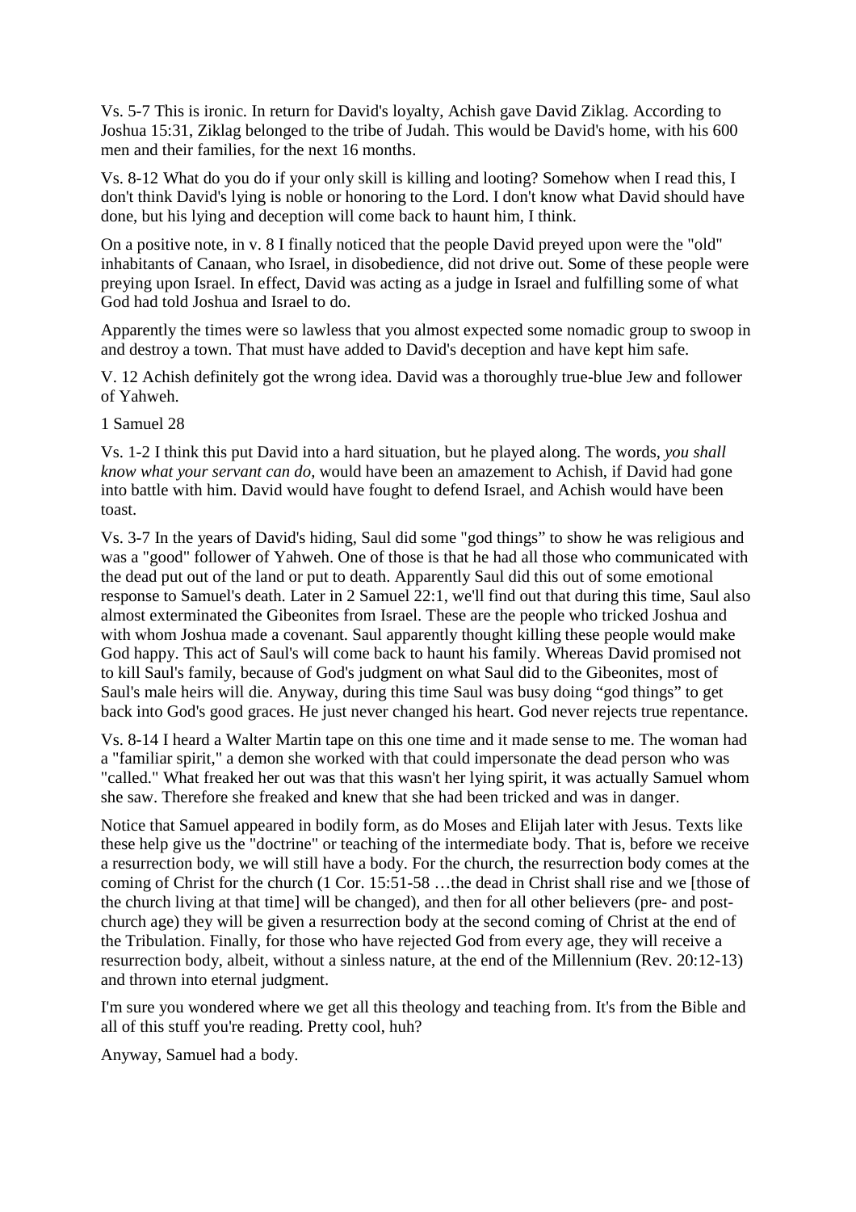Vs. 5-7 This is ironic. In return for David's loyalty, Achish gave David Ziklag. According to Joshua 15:31, Ziklag belonged to the tribe of Judah. This would be David's home, with his 600 men and their families, for the next 16 months.

Vs. 8-12 What do you do if your only skill is killing and looting? Somehow when I read this, I don't think David's lying is noble or honoring to the Lord. I don't know what David should have done, but his lying and deception will come back to haunt him, I think.

On a positive note, in v. 8 I finally noticed that the people David preyed upon were the "old" inhabitants of Canaan, who Israel, in disobedience, did not drive out. Some of these people were preying upon Israel. In effect, David was acting as a judge in Israel and fulfilling some of what God had told Joshua and Israel to do.

Apparently the times were so lawless that you almost expected some nomadic group to swoop in and destroy a town. That must have added to David's deception and have kept him safe.

V. 12 Achish definitely got the wrong idea. David was a thoroughly true-blue Jew and follower of Yahweh.

1 Samuel 28

Vs. 1-2 I think this put David into a hard situation, but he played along. The words, *you shall know what your servant can do,* would have been an amazement to Achish, if David had gone into battle with him. David would have fought to defend Israel, and Achish would have been toast.

Vs. 3-7 In the years of David's hiding, Saul did some "god things" to show he was religious and was a "good" follower of Yahweh. One of those is that he had all those who communicated with the dead put out of the land or put to death. Apparently Saul did this out of some emotional response to Samuel's death. Later in 2 Samuel 22:1, we'll find out that during this time, Saul also almost exterminated the Gibeonites from Israel. These are the people who tricked Joshua and with whom Joshua made a covenant. Saul apparently thought killing these people would make God happy. This act of Saul's will come back to haunt his family. Whereas David promised not to kill Saul's family, because of God's judgment on what Saul did to the Gibeonites, most of Saul's male heirs will die. Anyway, during this time Saul was busy doing "god things" to get back into God's good graces. He just never changed his heart. God never rejects true repentance.

Vs. 8-14 I heard a Walter Martin tape on this one time and it made sense to me. The woman had a "familiar spirit," a demon she worked with that could impersonate the dead person who was "called." What freaked her out was that this wasn't her lying spirit, it was actually Samuel whom she saw. Therefore she freaked and knew that she had been tricked and was in danger.

Notice that Samuel appeared in bodily form, as do Moses and Elijah later with Jesus. Texts like these help give us the "doctrine" or teaching of the intermediate body. That is, before we receive a resurrection body, we will still have a body. For the church, the resurrection body comes at the coming of Christ for the church (1 Cor. 15:51-58 …the dead in Christ shall rise and we [those of the church living at that time] will be changed), and then for all other believers (pre- and post-church age) they will be given a resurrection body at the second coming of Christ at the end of the Tribulation. Finally, for those who have rejected God from every age, they will receive a resurrection body, albeit, without a sinless nature, at the end of the Millennium (Rev. 20:12-13) and thrown into eternal judgment.

I'm sure you wondered where we get all this theology and teaching from. It's from the Bible and all of this stuff you're reading. Pretty cool, huh?

Anyway, Samuel had a body.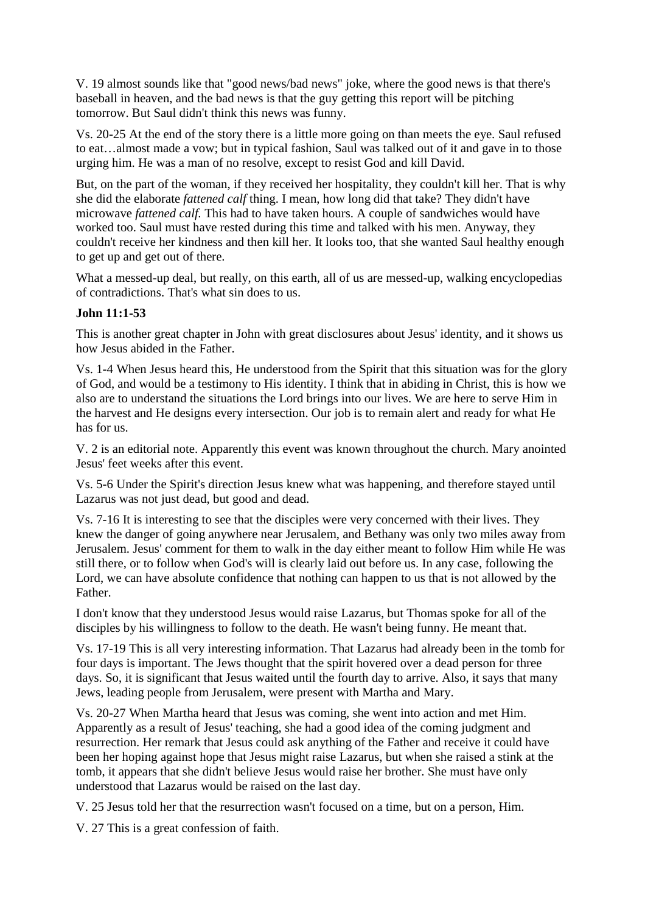V. 19 almost sounds like that "good news/bad news" joke, where the good news is that there's baseball in heaven, and the bad news is that the guy getting this report will be pitching tomorrow. But Saul didn't think this news was funny.

Vs. 20-25 At the end of the story there is a little more going on than meets the eye. Saul refused to eat…almost made a vow; but in typical fashion, Saul was talked out of it and gave in to those urging him. He was a man of no resolve, except to resist God and kill David.

But, on the part of the woman, if they received her hospitality, they couldn't kill her. That is why she did the elaborate *fattened calf* thing. I mean, how long did that take? They didn't have microwave *fattened calf.* This had to have taken hours. A couple of sandwiches would have worked too. Saul must have rested during this time and talked with his men. Anyway, they couldn't receive her kindness and then kill her. It looks too, that she wanted Saul healthy enough to get up and get out of there.

What a messed-up deal, but really, on this earth, all of us are messed-up, walking encyclopedias of contradictions. That's what sin does to us.

**John 11:1-53**

This is another great chapter in John with great disclosures about Jesus' identity, and it shows us how Jesus abided in the Father.

Vs. 1-4 When Jesus heard this, He understood from the Spirit that this situation was for the glory of God, and would be a testimony to His identity. I think that in abiding in Christ, this is how we also are to understand the situations the Lord brings into our lives. We are here to serve Him in the harvest and He designs every intersection. Our job is to remain alert and ready for what He has for us.

V. 2 is an editorial note. Apparently this event was known throughout the church. Mary anointed Jesus' feet weeks after this event.

Vs. 5-6 Under the Spirit's direction Jesus knew what was happening, and therefore stayed until Lazarus was not just dead, but good and dead.

Vs. 7-16 It is interesting to see that the disciples were very concerned with their lives. They knew the danger of going anywhere near Jerusalem, and Bethany was only two miles away from Jerusalem. Jesus' comment for them to walk in the day either meant to follow Him while He was still there, or to follow when God's will is clearly laid out before us. In any case, following the Lord, we can have absolute confidence that nothing can happen to us that is not allowed by the Father.

I don't know that they understood Jesus would raise Lazarus, but Thomas spoke for all of the disciples by his willingness to follow to the death. He wasn't being funny. He meant that.

Vs. 17-19 This is all very interesting information. That Lazarus had already been in the tomb for four days is important. The Jews thought that the spirit hovered over a dead person for three days. So, it is significant that Jesus waited until the fourth day to arrive. Also, it says that many Jews, leading people from Jerusalem, were present with Martha and Mary.

Vs. 20-27 When Martha heard that Jesus was coming, she went into action and met Him. Apparently as a result of Jesus' teaching, she had a good idea of the coming judgment and resurrection. Her remark that Jesus could ask anything of the Father and receive it could have been her hoping against hope that Jesus might raise Lazarus, but when she raised a stink at the tomb, it appears that she didn't believe Jesus would raise her brother. She must have only understood that Lazarus would be raised on the last day.

V. 25 Jesus told her that the resurrection wasn't focused on a time, but on a person, Him.

V. 27 This is a great confession of faith.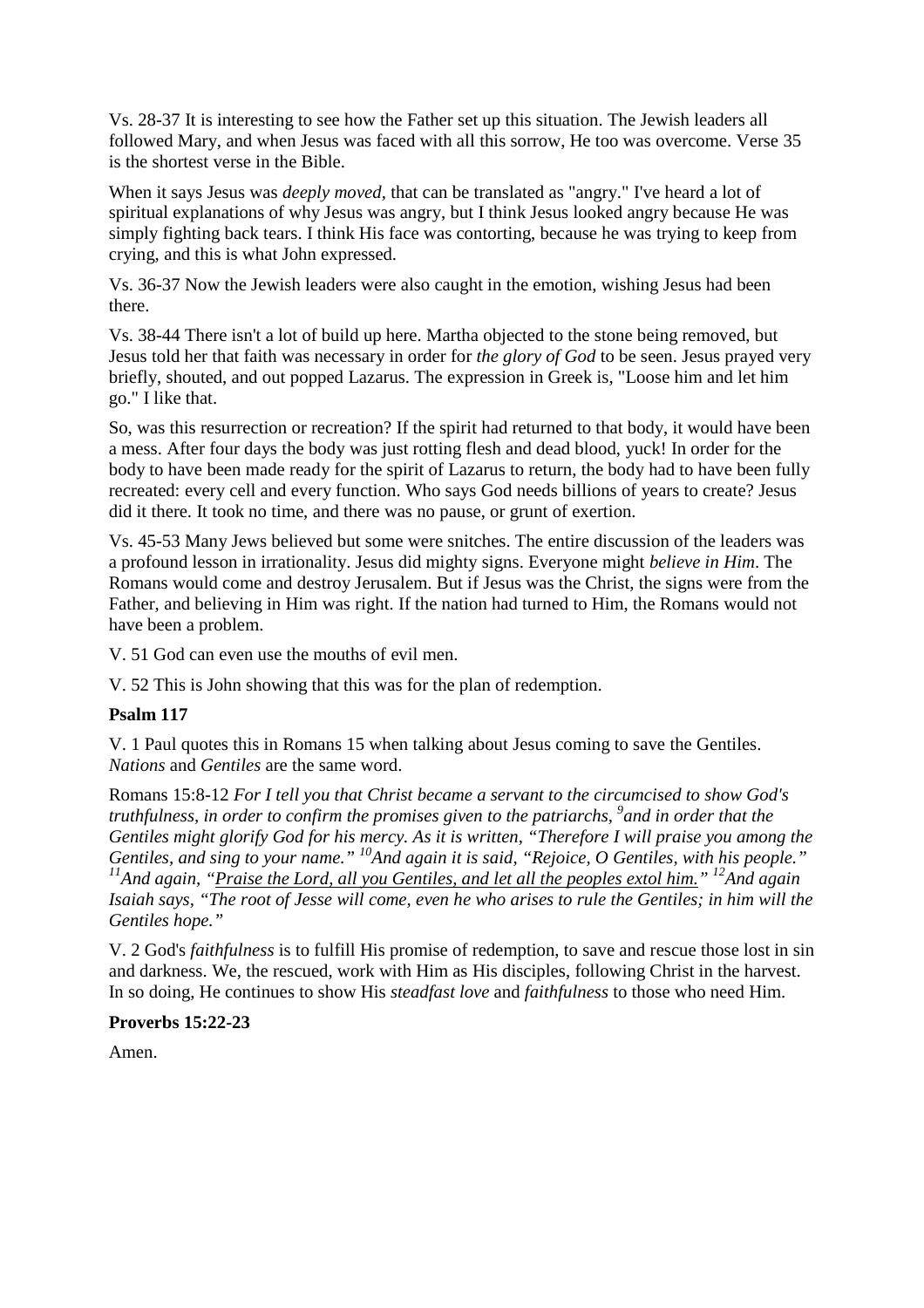Vs. 28-37 It is interesting to see how the Father set up this situation. The Jewish leaders all followed Mary, and when Jesus was faced with all this sorrow, He too was overcome. Verse 35 is the shortest verse in the Bible.

When it says Jesus was *deeply moved*, that can be translated as "angry." I've heard a lot of spiritual explanations of why Jesus was angry, but I think Jesus looked angry because He was simply fighting back tears. I think His face was contorting, because he was trying to keep from crying, and this is what John expressed.

Vs. 36-37 Now the Jewish leaders were also caught in the emotion, wishing Jesus had been there.

Vs. 38-44 There isn't a lot of build up here. Martha objected to the stone being removed, but Jesus told her that faith was necessary in order for *the glory of God* to be seen. Jesus prayed very briefly, shouted, and out popped Lazarus. The expression in Greek is, "Loose him and let him go." I like that.

So, was this resurrection or recreation? If the spirit had returned to that body, it would have been a mess. After four days the body was just rotting flesh and dead blood, yuck! In order for the body to have been made ready for the spirit of Lazarus to return, the body had to have been fully recreated: every cell and every function. Who says God needs billions of years to create? Jesus did it there. It took no time, and there was no pause, or grunt of exertion.

Vs. 45-53 Many Jews believed but some were snitches. The entire discussion of the leaders was a profound lesson in irrationality. Jesus did mighty signs. Everyone might *believe in Him*. The Romans would come and destroy Jerusalem. But if Jesus was the Christ, the signs were from the Father, and believing in Him was right. If the nation had turned to Him, the Romans would not have been a problem.

V. 51 God can even use the mouths of evil men.

V. 52 This is John showing that this was for the plan of redemption.

**Psalm 117**

V. 1 Paul quotes this in Romans 15 when talking about Jesus coming to save the Gentiles. *Nations* and *Gentiles* are the same word.

Romans 15:8-12 *For I tell you that Christ became a servant to the circumcised to show God's truthfulness, in order to confirm the promises given to the patriarchs, [9]and in order that the Gentiles might glorify God for his mercy. As it is written, "Therefore I will praise you among the Gentiles, and sing to your name." [10]And again it is said, "Rejoice, O Gentiles, with his people." [11]And again, "<u>Praise the Lord, all you Gentiles, and let all the peoples extol him.</u>" [12]And again Isaiah says, "The root of Jesse will come, even he who arises to rule the Gentiles; in him will the Gentiles hope."*

V. 2 God's *faithfulness* is to fulfill His promise of redemption, to save and rescue those lost in sin and darkness. We, the rescued, work with Him as His disciples, following Christ in the harvest. In so doing, He continues to show His *steadfast love* and *faithfulness* to those who need Him.

**Proverbs 15:22-23**

Amen.